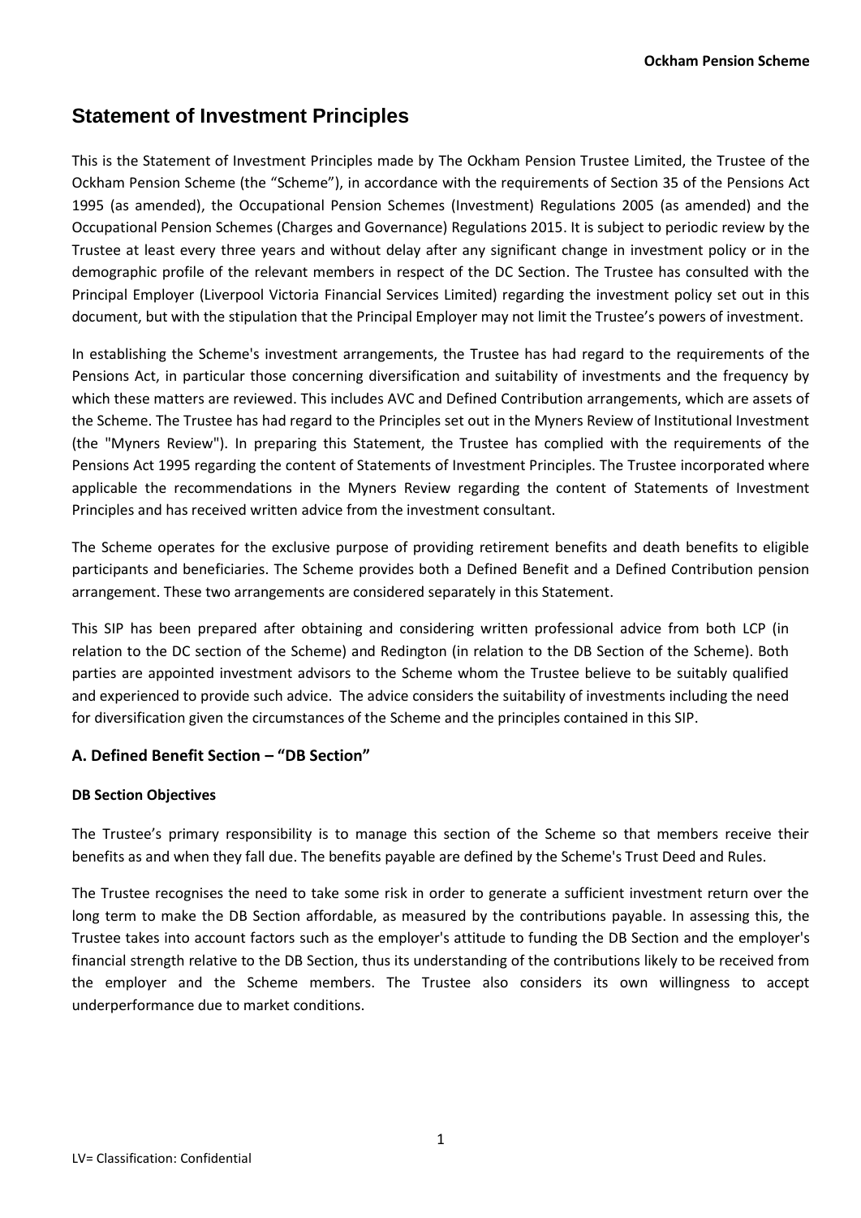# Statement of Investment Principles

This is the Statement of Investment Principles made by The Ockham Pension Trustee Limited, the Trustee of the Ockham Pension Scheme (the "Scheme"), in accordance with the requirements of Section 35 of the Pensions Act 1995 (as amended), the Occupational Pension Schemes (Investment) Regulations 2005 (as amended) and the Occupational Pension Schemes (Charges and Governance) Regulations 2015. It is subject to periodic review by the Trustee at least every three years and without delay after any significant change in investment policy or in the demographic profile of the relevant members in respect of the DC Section. The Trustee has consulted with the Principal Employer (Liverpool Victoria Financial Services Limited) regarding the investment policy set out in this document, but with the stipulation that the Principal Employer may not limit the Trustee's powers of investment.

In establishing the Scheme's investment arrangements, the Trustee has had regard to the requirements of the Pensions Act, in particular those concerning diversification and suitability of investments and the frequency by which these matters are reviewed. This includes AVC and Defined Contribution arrangements, which are assets of the Scheme. The Trustee has had regard to the Principles set out in the Myners Review of Institutional Investment (the "Myners Review"). In preparing this Statement, the Trustee has complied with the requirements of the Pensions Act 1995 regarding the content of Statements of Investment Principles. The Trustee incorporated where applicable the recommendations in the Myners Review regarding the content of Statements of Investment Principles and has received written advice from the investment consultant.

The Scheme operates for the exclusive purpose of providing retirement benefits and death benefits to eligible participants and beneficiaries. The Scheme provides both a Defined Benefit and a Defined Contribution pension arrangement. These two arrangements are considered separately in this Statement.

This SIP has been prepared after obtaining and considering written professional advice from both LCP (in relation to the DC section of the Scheme) and Redington (in relation to the DB Section of the Scheme). Both parties are appointed investment advisors to the Scheme whom the Trustee believe to be suitably qualified and experienced to provide such advice. The advice considers the suitability of investments including the need for diversification given the circumstances of the Scheme and the principles contained in this SIP.

## A. Defined Benefit Section – "DB Section"

### DB Section Objectives

The Trustee's primary responsibility is to manage this section of the Scheme so that members receive their benefits as and when they fall due. The benefits payable are defined by the Scheme's Trust Deed and Rules.

The Trustee recognises the need to take some risk in order to generate a sufficient investment return over the long term to make the DB Section affordable, as measured by the contributions payable. In assessing this, the Trustee takes into account factors such as the employer's attitude to funding the DB Section and the employer's financial strength relative to the DB Section, thus its understanding of the contributions likely to be received from the employer and the Scheme members. The Trustee also considers its own willingness to accept underperformance due to market conditions.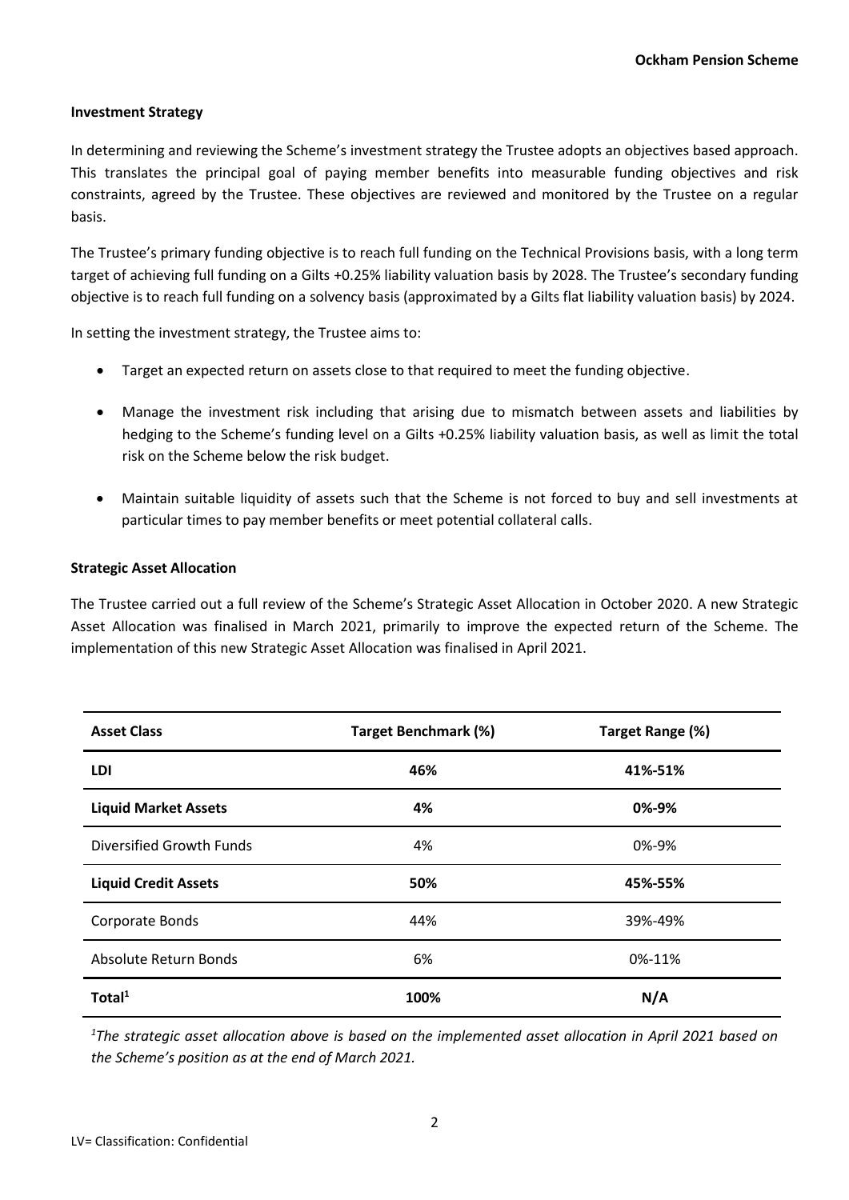### Investment Strategy

In determining and reviewing the Scheme's investment strategy the Trustee adopts an objectives based approach. This translates the principal goal of paying member benefits into measurable funding objectives and risk constraints, agreed by the Trustee. These objectives are reviewed and monitored by the Trustee on a regular basis.

The Trustee's primary funding objective is to reach full funding on the Technical Provisions basis, with a long term target of achieving full funding on a Gilts +0.25% liability valuation basis by 2028. The Trustee's secondary funding objective is to reach full funding on a solvency basis (approximated by a Gilts flat liability valuation basis) by 2024.

In setting the investment strategy, the Trustee aims to:

- Target an expected return on assets close to that required to meet the funding objective.
- Manage the investment risk including that arising due to mismatch between assets and liabilities by hedging to the Scheme's funding level on a Gilts +0.25% liability valuation basis, as well as limit the total risk on the Scheme below the risk budget.
- Maintain suitable liquidity of assets such that the Scheme is not forced to buy and sell investments at particular times to pay member benefits or meet potential collateral calls.

### Strategic Asset Allocation

The Trustee carried out a full review of the Scheme's Strategic Asset Allocation in October 2020. A new Strategic Asset Allocation was finalised in March 2021, primarily to improve the expected return of the Scheme. The implementation of this new Strategic Asset Allocation was finalised in April 2021.

| Asset Class | Target Benchmark (%) | Target Range (%) |
|---|---|---|
| **LDI** | **46%** | **41%-51%** |
| **Liquid Market Assets** | **4%** | **0%-9%** |
| Diversified Growth Funds | 4% | 0%-9% |
| **Liquid Credit Assets** | **50%** | **45%-55%** |
| Corporate Bonds | 44% | 39%-49% |
| Absolute Return Bonds | 6% | 0%-11% |
| **Total[1]** | **100%** | **N/A** |

*[1]The strategic asset allocation above is based on the implemented asset allocation in April 2021 based on the Scheme's position as at the end of March 2021.*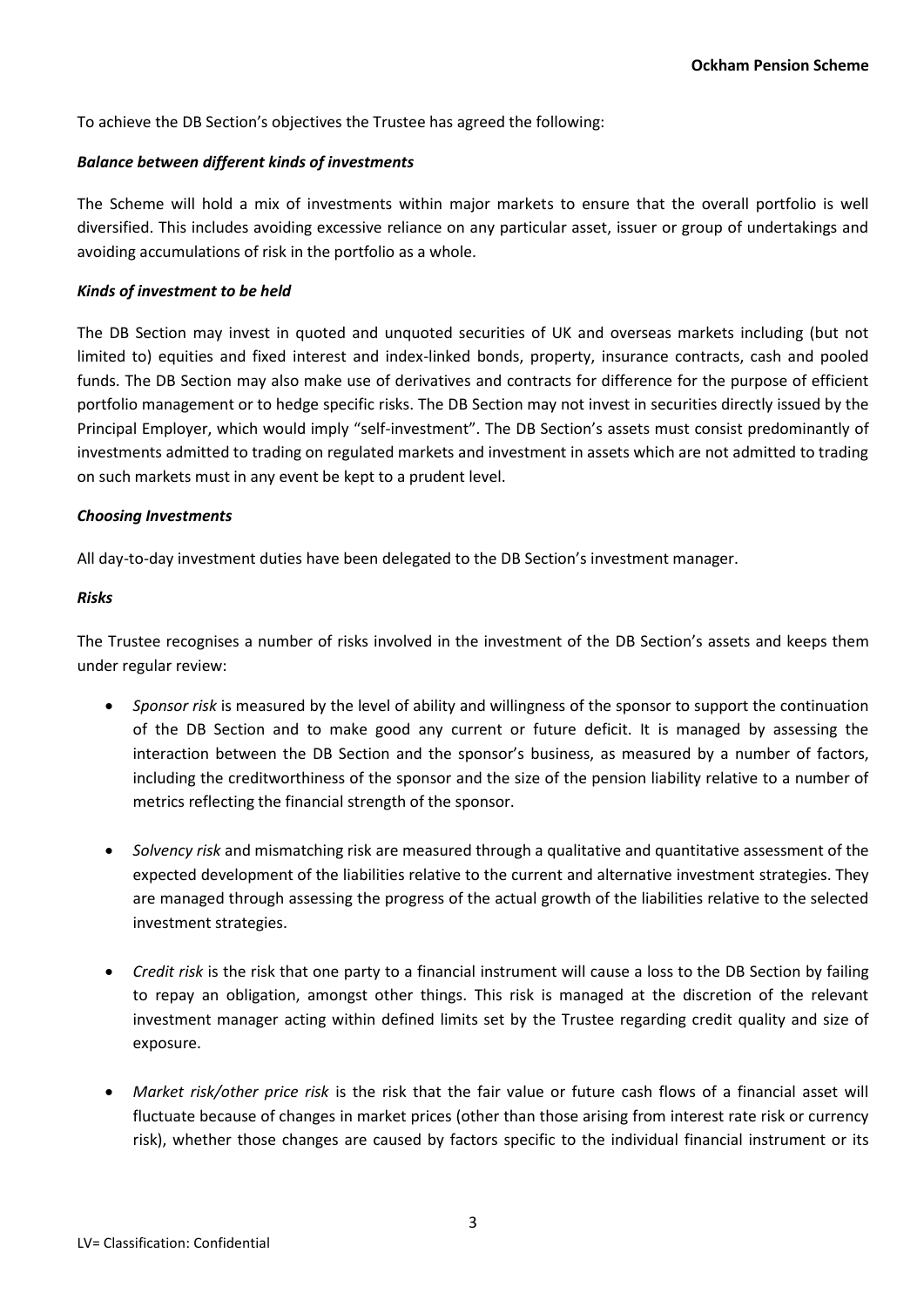To achieve the DB Section's objectives the Trustee has agreed the following:

***Balance between different kinds of investments***

The Scheme will hold a mix of investments within major markets to ensure that the overall portfolio is well diversified. This includes avoiding excessive reliance on any particular asset, issuer or group of undertakings and avoiding accumulations of risk in the portfolio as a whole.

***Kinds of investment to be held***

The DB Section may invest in quoted and unquoted securities of UK and overseas markets including (but not limited to) equities and fixed interest and index-linked bonds, property, insurance contracts, cash and pooled funds. The DB Section may also make use of derivatives and contracts for difference for the purpose of efficient portfolio management or to hedge specific risks. The DB Section may not invest in securities directly issued by the Principal Employer, which would imply "self-investment". The DB Section's assets must consist predominantly of investments admitted to trading on regulated markets and investment in assets which are not admitted to trading on such markets must in any event be kept to a prudent level.

***Choosing Investments***

All day-to-day investment duties have been delegated to the DB Section's investment manager.

***Risks***

The Trustee recognises a number of risks involved in the investment of the DB Section's assets and keeps them under regular review:

- *Sponsor risk* is measured by the level of ability and willingness of the sponsor to support the continuation of the DB Section and to make good any current or future deficit. It is managed by assessing the interaction between the DB Section and the sponsor's business, as measured by a number of factors, including the creditworthiness of the sponsor and the size of the pension liability relative to a number of metrics reflecting the financial strength of the sponsor.

- *Solvency risk* and mismatching risk are measured through a qualitative and quantitative assessment of the expected development of the liabilities relative to the current and alternative investment strategies. They are managed through assessing the progress of the actual growth of the liabilities relative to the selected investment strategies.

- *Credit risk* is the risk that one party to a financial instrument will cause a loss to the DB Section by failing to repay an obligation, amongst other things. This risk is managed at the discretion of the relevant investment manager acting within defined limits set by the Trustee regarding credit quality and size of exposure.

- *Market risk/other price risk* is the risk that the fair value or future cash flows of a financial asset will fluctuate because of changes in market prices (other than those arising from interest rate risk or currency risk), whether those changes are caused by factors specific to the individual financial instrument or its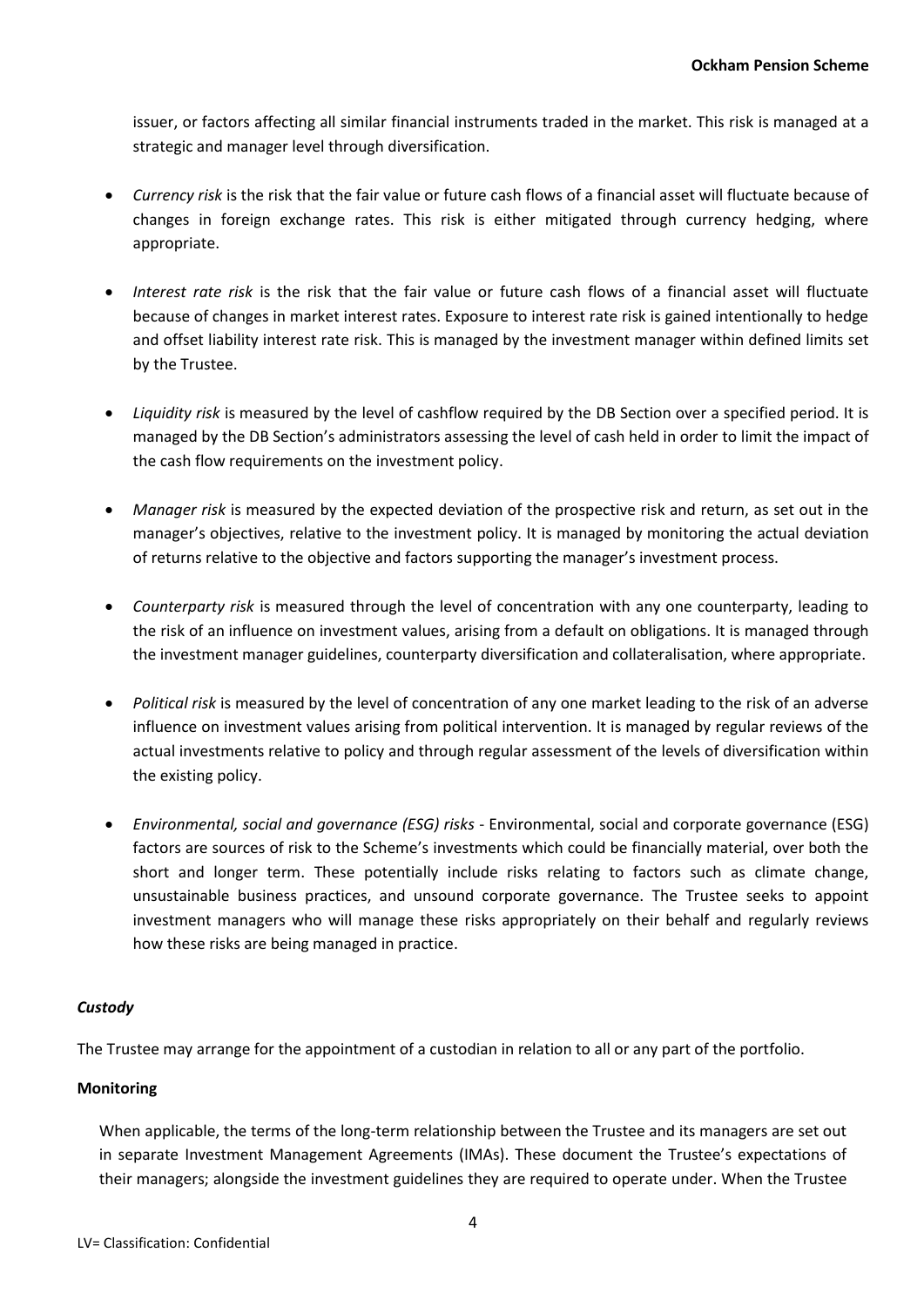issuer, or factors affecting all similar financial instruments traded in the market. This risk is managed at a strategic and manager level through diversification.

- *Currency risk* is the risk that the fair value or future cash flows of a financial asset will fluctuate because of changes in foreign exchange rates. This risk is either mitigated through currency hedging, where appropriate.

- *Interest rate risk* is the risk that the fair value or future cash flows of a financial asset will fluctuate because of changes in market interest rates. Exposure to interest rate risk is gained intentionally to hedge and offset liability interest rate risk. This is managed by the investment manager within defined limits set by the Trustee.

- *Liquidity risk* is measured by the level of cashflow required by the DB Section over a specified period. It is managed by the DB Section's administrators assessing the level of cash held in order to limit the impact of the cash flow requirements on the investment policy.

- *Manager risk* is measured by the expected deviation of the prospective risk and return, as set out in the manager's objectives, relative to the investment policy. It is managed by monitoring the actual deviation of returns relative to the objective and factors supporting the manager's investment process.

- *Counterparty risk* is measured through the level of concentration with any one counterparty, leading to the risk of an influence on investment values, arising from a default on obligations. It is managed through the investment manager guidelines, counterparty diversification and collateralisation, where appropriate.

- *Political risk* is measured by the level of concentration of any one market leading to the risk of an adverse influence on investment values arising from political intervention. It is managed by regular reviews of the actual investments relative to policy and through regular assessment of the levels of diversification within the existing policy.

- *Environmental, social and governance (ESG) risks* - Environmental, social and corporate governance (ESG) factors are sources of risk to the Scheme's investments which could be financially material, over both the short and longer term. These potentially include risks relating to factors such as climate change, unsustainable business practices, and unsound corporate governance. The Trustee seeks to appoint investment managers who will manage these risks appropriately on their behalf and regularly reviews how these risks are being managed in practice.

***Custody***

The Trustee may arrange for the appointment of a custodian in relation to all or any part of the portfolio.

**Monitoring**

When applicable, the terms of the long-term relationship between the Trustee and its managers are set out in separate Investment Management Agreements (IMAs). These document the Trustee's expectations of their managers; alongside the investment guidelines they are required to operate under. When the Trustee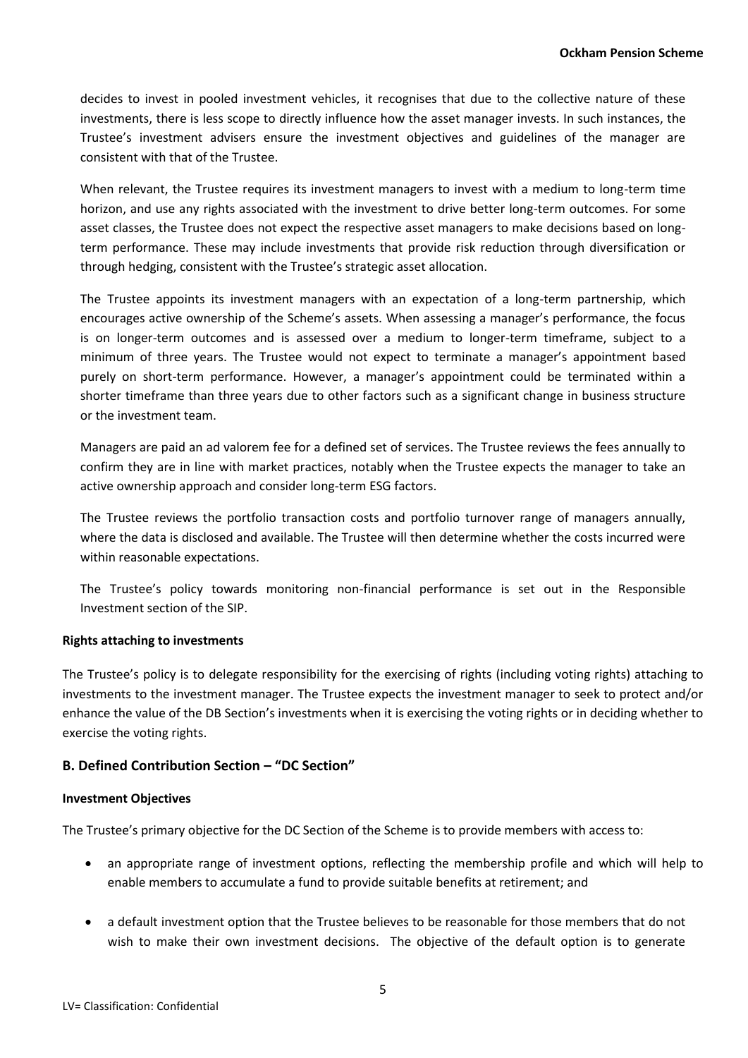decides to invest in pooled investment vehicles, it recognises that due to the collective nature of these investments, there is less scope to directly influence how the asset manager invests. In such instances, the Trustee's investment advisers ensure the investment objectives and guidelines of the manager are consistent with that of the Trustee.

When relevant, the Trustee requires its investment managers to invest with a medium to long-term time horizon, and use any rights associated with the investment to drive better long-term outcomes. For some asset classes, the Trustee does not expect the respective asset managers to make decisions based on long-term performance. These may include investments that provide risk reduction through diversification or through hedging, consistent with the Trustee's strategic asset allocation.

The Trustee appoints its investment managers with an expectation of a long-term partnership, which encourages active ownership of the Scheme's assets. When assessing a manager's performance, the focus is on longer-term outcomes and is assessed over a medium to longer-term timeframe, subject to a minimum of three years. The Trustee would not expect to terminate a manager's appointment based purely on short-term performance. However, a manager's appointment could be terminated within a shorter timeframe than three years due to other factors such as a significant change in business structure or the investment team.

Managers are paid an ad valorem fee for a defined set of services. The Trustee reviews the fees annually to confirm they are in line with market practices, notably when the Trustee expects the manager to take an active ownership approach and consider long-term ESG factors.

The Trustee reviews the portfolio transaction costs and portfolio turnover range of managers annually, where the data is disclosed and available. The Trustee will then determine whether the costs incurred were within reasonable expectations.

The Trustee's policy towards monitoring non-financial performance is set out in the Responsible Investment section of the SIP.

**Rights attaching to investments**

The Trustee's policy is to delegate responsibility for the exercising of rights (including voting rights) attaching to investments to the investment manager. The Trustee expects the investment manager to seek to protect and/or enhance the value of the DB Section's investments when it is exercising the voting rights or in deciding whether to exercise the voting rights.

## B. Defined Contribution Section – "DC Section"

**Investment Objectives**

The Trustee's primary objective for the DC Section of the Scheme is to provide members with access to:

- an appropriate range of investment options, reflecting the membership profile and which will help to enable members to accumulate a fund to provide suitable benefits at retirement; and
- a default investment option that the Trustee believes to be reasonable for those members that do not wish to make their own investment decisions. The objective of the default option is to generate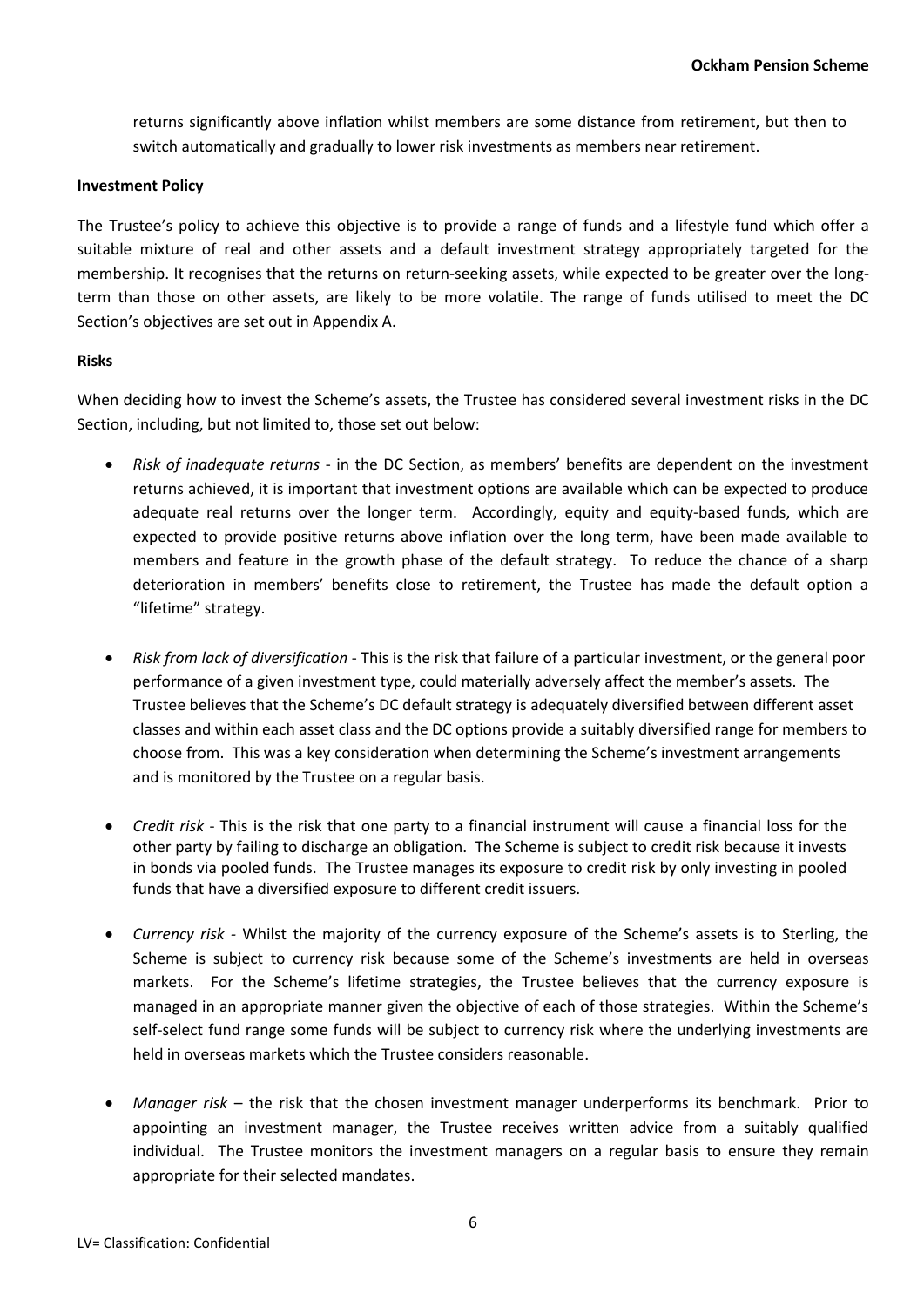returns significantly above inflation whilst members are some distance from retirement, but then to switch automatically and gradually to lower risk investments as members near retirement.

**Investment Policy**

The Trustee's policy to achieve this objective is to provide a range of funds and a lifestyle fund which offer a suitable mixture of real and other assets and a default investment strategy appropriately targeted for the membership. It recognises that the returns on return-seeking assets, while expected to be greater over the long-term than those on other assets, are likely to be more volatile. The range of funds utilised to meet the DC Section's objectives are set out in Appendix A.

**Risks**

When deciding how to invest the Scheme's assets, the Trustee has considered several investment risks in the DC Section, including, but not limited to, those set out below:

- *Risk of inadequate returns* - in the DC Section, as members' benefits are dependent on the investment returns achieved, it is important that investment options are available which can be expected to produce adequate real returns over the longer term. Accordingly, equity and equity-based funds, which are expected to provide positive returns above inflation over the long term, have been made available to members and feature in the growth phase of the default strategy. To reduce the chance of a sharp deterioration in members' benefits close to retirement, the Trustee has made the default option a "lifetime" strategy.

- *Risk from lack of diversification* - This is the risk that failure of a particular investment, or the general poor performance of a given investment type, could materially adversely affect the member's assets. The Trustee believes that the Scheme's DC default strategy is adequately diversified between different asset classes and within each asset class and the DC options provide a suitably diversified range for members to choose from. This was a key consideration when determining the Scheme's investment arrangements and is monitored by the Trustee on a regular basis.

- *Credit risk* - This is the risk that one party to a financial instrument will cause a financial loss for the other party by failing to discharge an obligation. The Scheme is subject to credit risk because it invests in bonds via pooled funds. The Trustee manages its exposure to credit risk by only investing in pooled funds that have a diversified exposure to different credit issuers.

- *Currency risk* - Whilst the majority of the currency exposure of the Scheme's assets is to Sterling, the Scheme is subject to currency risk because some of the Scheme's investments are held in overseas markets. For the Scheme's lifetime strategies, the Trustee believes that the currency exposure is managed in an appropriate manner given the objective of each of those strategies. Within the Scheme's self-select fund range some funds will be subject to currency risk where the underlying investments are held in overseas markets which the Trustee considers reasonable.

- *Manager risk* – the risk that the chosen investment manager underperforms its benchmark. Prior to appointing an investment manager, the Trustee receives written advice from a suitably qualified individual. The Trustee monitors the investment managers on a regular basis to ensure they remain appropriate for their selected mandates.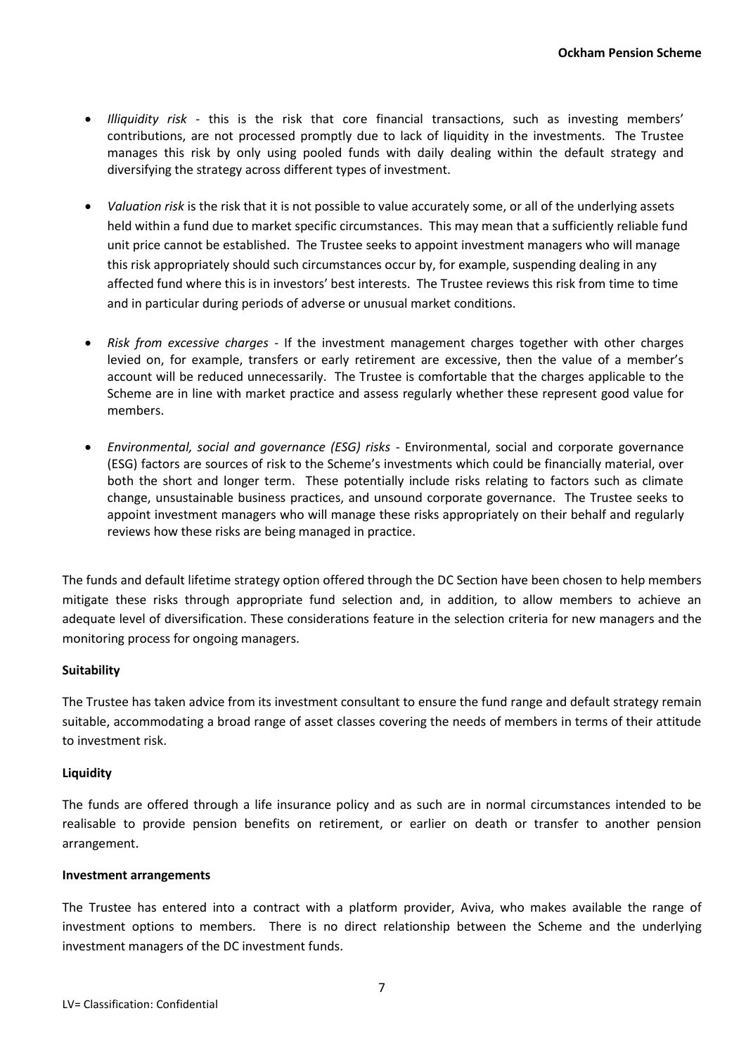- *Illiquidity risk* - this is the risk that core financial transactions, such as investing members' contributions, are not processed promptly due to lack of liquidity in the investments. The Trustee manages this risk by only using pooled funds with daily dealing within the default strategy and diversifying the strategy across different types of investment.

- *Valuation risk* is the risk that it is not possible to value accurately some, or all of the underlying assets held within a fund due to market specific circumstances. This may mean that a sufficiently reliable fund unit price cannot be established. The Trustee seeks to appoint investment managers who will manage this risk appropriately should such circumstances occur by, for example, suspending dealing in any affected fund where this is in investors' best interests. The Trustee reviews this risk from time to time and in particular during periods of adverse or unusual market conditions.

- *Risk from excessive charges* - If the investment management charges together with other charges levied on, for example, transfers or early retirement are excessive, then the value of a member's account will be reduced unnecessarily. The Trustee is comfortable that the charges applicable to the Scheme are in line with market practice and assess regularly whether these represent good value for members.

- *Environmental, social and governance (ESG) risks* - Environmental, social and corporate governance (ESG) factors are sources of risk to the Scheme's investments which could be financially material, over both the short and longer term. These potentially include risks relating to factors such as climate change, unsustainable business practices, and unsound corporate governance. The Trustee seeks to appoint investment managers who will manage these risks appropriately on their behalf and regularly reviews how these risks are being managed in practice.

The funds and default lifetime strategy option offered through the DC Section have been chosen to help members mitigate these risks through appropriate fund selection and, in addition, to allow members to achieve an adequate level of diversification. These considerations feature in the selection criteria for new managers and the monitoring process for ongoing managers.

**Suitability**

The Trustee has taken advice from its investment consultant to ensure the fund range and default strategy remain suitable, accommodating a broad range of asset classes covering the needs of members in terms of their attitude to investment risk.

**Liquidity**

The funds are offered through a life insurance policy and as such are in normal circumstances intended to be realisable to provide pension benefits on retirement, or earlier on death or transfer to another pension arrangement.

**Investment arrangements**

The Trustee has entered into a contract with a platform provider, Aviva, who makes available the range of investment options to members. There is no direct relationship between the Scheme and the underlying investment managers of the DC investment funds.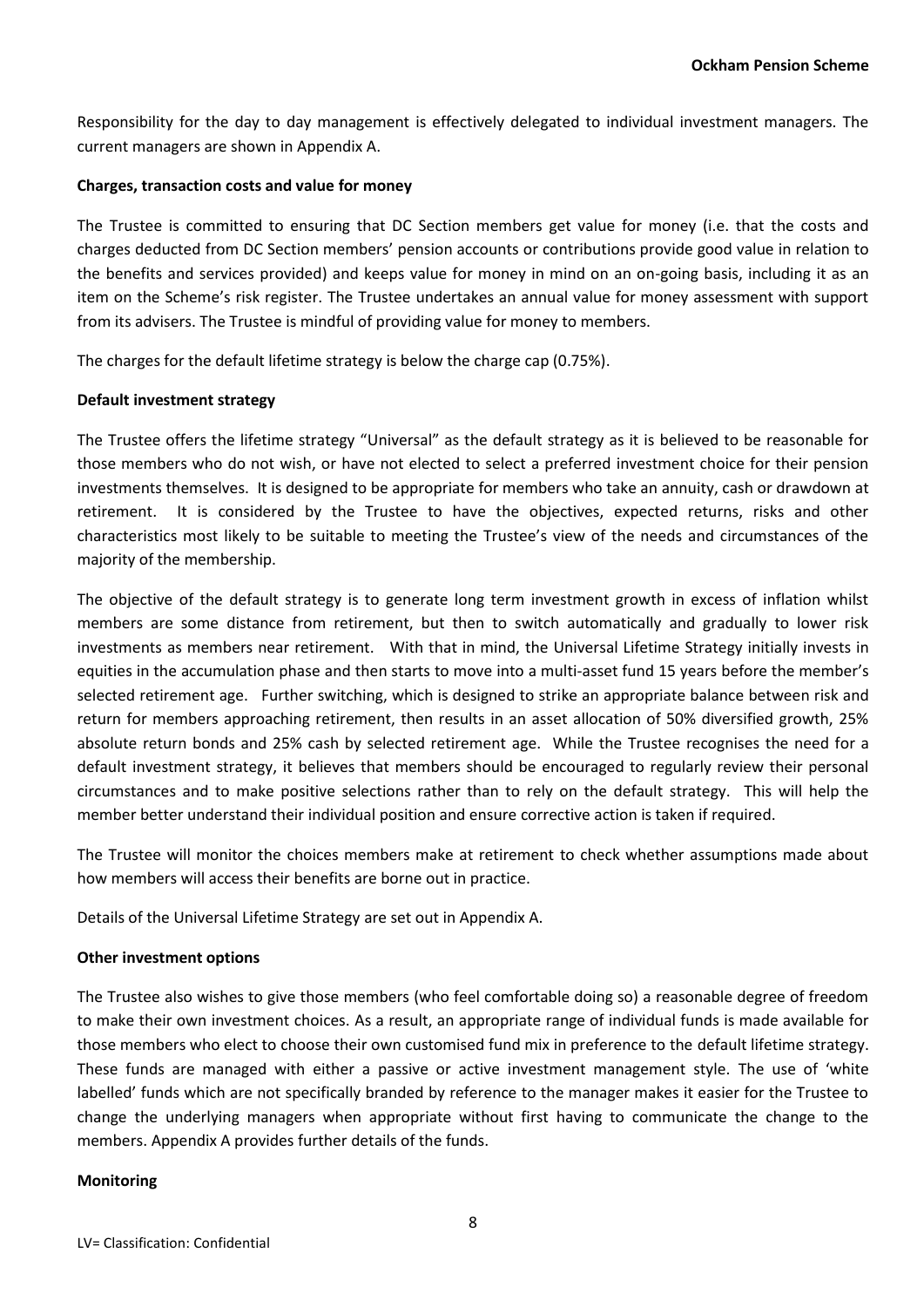Responsibility for the day to day management is effectively delegated to individual investment managers. The current managers are shown in Appendix A.

**Charges, transaction costs and value for money**

The Trustee is committed to ensuring that DC Section members get value for money (i.e. that the costs and charges deducted from DC Section members' pension accounts or contributions provide good value in relation to the benefits and services provided) and keeps value for money in mind on an on-going basis, including it as an item on the Scheme's risk register. The Trustee undertakes an annual value for money assessment with support from its advisers. The Trustee is mindful of providing value for money to members.

The charges for the default lifetime strategy is below the charge cap (0.75%).

**Default investment strategy**

The Trustee offers the lifetime strategy "Universal" as the default strategy as it is believed to be reasonable for those members who do not wish, or have not elected to select a preferred investment choice for their pension investments themselves. It is designed to be appropriate for members who take an annuity, cash or drawdown at retirement. It is considered by the Trustee to have the objectives, expected returns, risks and other characteristics most likely to be suitable to meeting the Trustee's view of the needs and circumstances of the majority of the membership.

The objective of the default strategy is to generate long term investment growth in excess of inflation whilst members are some distance from retirement, but then to switch automatically and gradually to lower risk investments as members near retirement. With that in mind, the Universal Lifetime Strategy initially invests in equities in the accumulation phase and then starts to move into a multi-asset fund 15 years before the member's selected retirement age. Further switching, which is designed to strike an appropriate balance between risk and return for members approaching retirement, then results in an asset allocation of 50% diversified growth, 25% absolute return bonds and 25% cash by selected retirement age. While the Trustee recognises the need for a default investment strategy, it believes that members should be encouraged to regularly review their personal circumstances and to make positive selections rather than to rely on the default strategy. This will help the member better understand their individual position and ensure corrective action is taken if required.

The Trustee will monitor the choices members make at retirement to check whether assumptions made about how members will access their benefits are borne out in practice.

Details of the Universal Lifetime Strategy are set out in Appendix A.

**Other investment options**

The Trustee also wishes to give those members (who feel comfortable doing so) a reasonable degree of freedom to make their own investment choices. As a result, an appropriate range of individual funds is made available for those members who elect to choose their own customised fund mix in preference to the default lifetime strategy. These funds are managed with either a passive or active investment management style. The use of 'white labelled' funds which are not specifically branded by reference to the manager makes it easier for the Trustee to change the underlying managers when appropriate without first having to communicate the change to the members. Appendix A provides further details of the funds.

**Monitoring**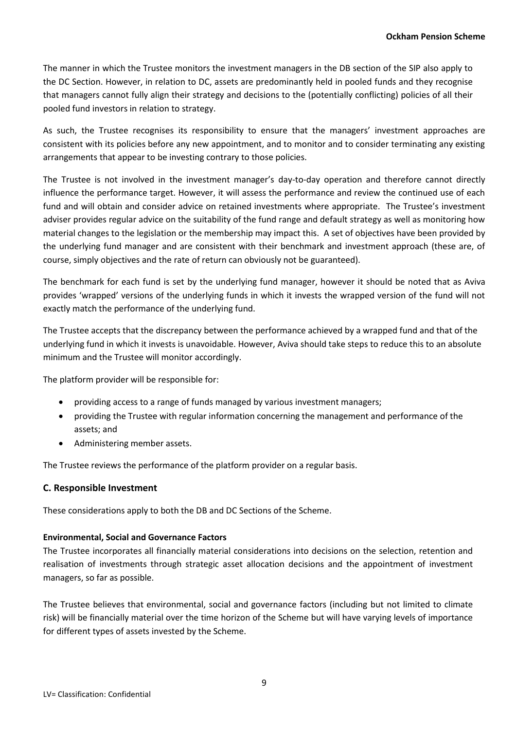The manner in which the Trustee monitors the investment managers in the DB section of the SIP also apply to the DC Section. However, in relation to DC, assets are predominantly held in pooled funds and they recognise that managers cannot fully align their strategy and decisions to the (potentially conflicting) policies of all their pooled fund investors in relation to strategy.

As such, the Trustee recognises its responsibility to ensure that the managers' investment approaches are consistent with its policies before any new appointment, and to monitor and to consider terminating any existing arrangements that appear to be investing contrary to those policies.

The Trustee is not involved in the investment manager's day-to-day operation and therefore cannot directly influence the performance target. However, it will assess the performance and review the continued use of each fund and will obtain and consider advice on retained investments where appropriate. The Trustee's investment adviser provides regular advice on the suitability of the fund range and default strategy as well as monitoring how material changes to the legislation or the membership may impact this. A set of objectives have been provided by the underlying fund manager and are consistent with their benchmark and investment approach (these are, of course, simply objectives and the rate of return can obviously not be guaranteed).

The benchmark for each fund is set by the underlying fund manager, however it should be noted that as Aviva provides 'wrapped' versions of the underlying funds in which it invests the wrapped version of the fund will not exactly match the performance of the underlying fund.

The Trustee accepts that the discrepancy between the performance achieved by a wrapped fund and that of the underlying fund in which it invests is unavoidable. However, Aviva should take steps to reduce this to an absolute minimum and the Trustee will monitor accordingly.

The platform provider will be responsible for:

- providing access to a range of funds managed by various investment managers;
- providing the Trustee with regular information concerning the management and performance of the assets; and
- Administering member assets.

The Trustee reviews the performance of the platform provider on a regular basis.

## C. Responsible Investment

These considerations apply to both the DB and DC Sections of the Scheme.

**Environmental, Social and Governance Factors**

The Trustee incorporates all financially material considerations into decisions on the selection, retention and realisation of investments through strategic asset allocation decisions and the appointment of investment managers, so far as possible.

The Trustee believes that environmental, social and governance factors (including but not limited to climate risk) will be financially material over the time horizon of the Scheme but will have varying levels of importance for different types of assets invested by the Scheme.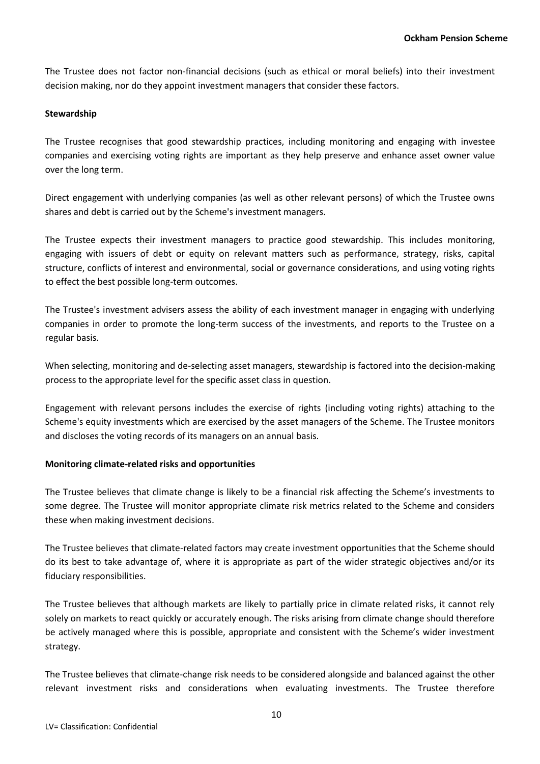The Trustee does not factor non-financial decisions (such as ethical or moral beliefs) into their investment decision making, nor do they appoint investment managers that consider these factors.

**Stewardship**

The Trustee recognises that good stewardship practices, including monitoring and engaging with investee companies and exercising voting rights are important as they help preserve and enhance asset owner value over the long term.

Direct engagement with underlying companies (as well as other relevant persons) of which the Trustee owns shares and debt is carried out by the Scheme's investment managers.

The Trustee expects their investment managers to practice good stewardship. This includes monitoring, engaging with issuers of debt or equity on relevant matters such as performance, strategy, risks, capital structure, conflicts of interest and environmental, social or governance considerations, and using voting rights to effect the best possible long-term outcomes.

The Trustee's investment advisers assess the ability of each investment manager in engaging with underlying companies in order to promote the long-term success of the investments, and reports to the Trustee on a regular basis.

When selecting, monitoring and de-selecting asset managers, stewardship is factored into the decision-making process to the appropriate level for the specific asset class in question.

Engagement with relevant persons includes the exercise of rights (including voting rights) attaching to the Scheme's equity investments which are exercised by the asset managers of the Scheme. The Trustee monitors and discloses the voting records of its managers on an annual basis.

**Monitoring climate-related risks and opportunities**

The Trustee believes that climate change is likely to be a financial risk affecting the Scheme's investments to some degree. The Trustee will monitor appropriate climate risk metrics related to the Scheme and considers these when making investment decisions.

The Trustee believes that climate-related factors may create investment opportunities that the Scheme should do its best to take advantage of, where it is appropriate as part of the wider strategic objectives and/or its fiduciary responsibilities.

The Trustee believes that although markets are likely to partially price in climate related risks, it cannot rely solely on markets to react quickly or accurately enough. The risks arising from climate change should therefore be actively managed where this is possible, appropriate and consistent with the Scheme's wider investment strategy.

The Trustee believes that climate-change risk needs to be considered alongside and balanced against the other relevant investment risks and considerations when evaluating investments. The Trustee therefore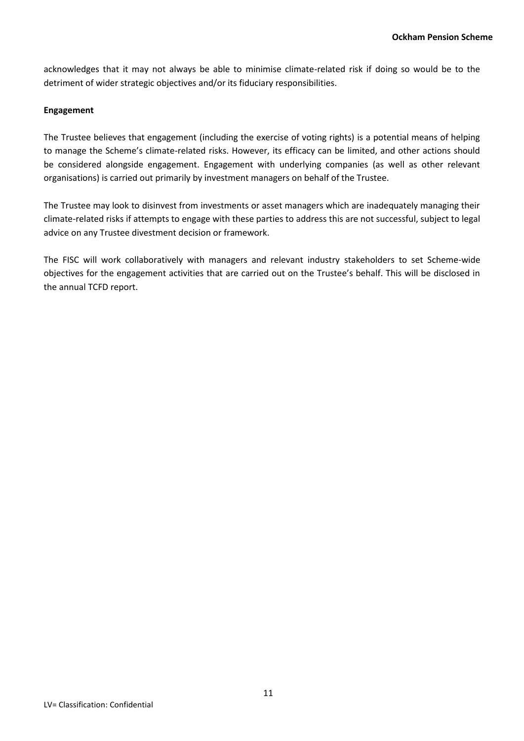acknowledges that it may not always be able to minimise climate-related risk if doing so would be to the detriment of wider strategic objectives and/or its fiduciary responsibilities.

**Engagement**

The Trustee believes that engagement (including the exercise of voting rights) is a potential means of helping to manage the Scheme's climate-related risks. However, its efficacy can be limited, and other actions should be considered alongside engagement. Engagement with underlying companies (as well as other relevant organisations) is carried out primarily by investment managers on behalf of the Trustee.

The Trustee may look to disinvest from investments or asset managers which are inadequately managing their climate-related risks if attempts to engage with these parties to address this are not successful, subject to legal advice on any Trustee divestment decision or framework.

The FISC will work collaboratively with managers and relevant industry stakeholders to set Scheme-wide objectives for the engagement activities that are carried out on the Trustee's behalf. This will be disclosed in the annual TCFD report.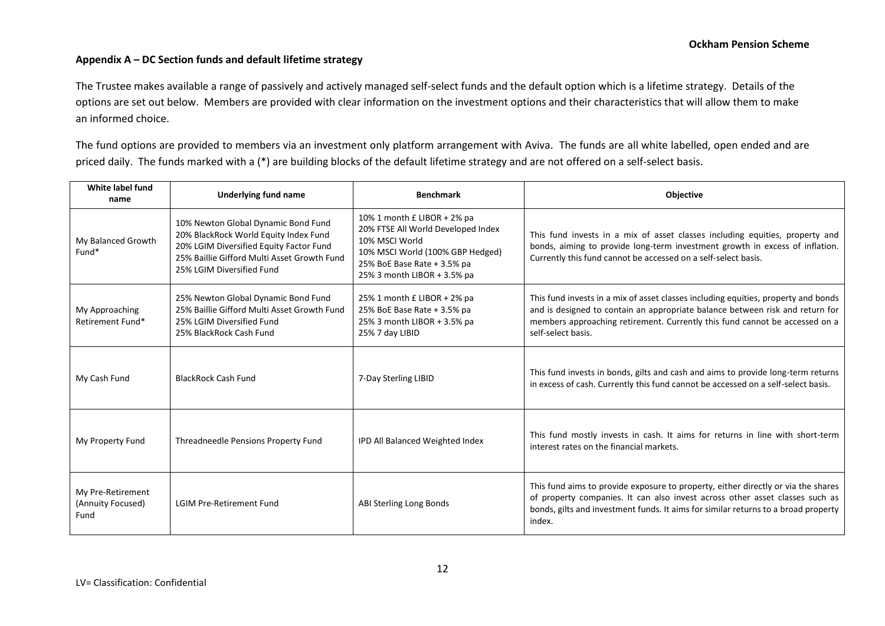## Appendix A – DC Section funds and default lifetime strategy

The Trustee makes available a range of passively and actively managed self-select funds and the default option which is a lifetime strategy. Details of the options are set out below. Members are provided with clear information on the investment options and their characteristics that will allow them to make an informed choice.

The fund options are provided to members via an investment only platform arrangement with Aviva. The funds are all white labelled, open ended and are priced daily. The funds marked with a (*) are building blocks of the default lifetime strategy and are not offered on a self-select basis.

| White label fund name | Underlying fund name | Benchmark | Objective |
|---|---|---|---|
| My Balanced Growth Fund* | 10% Newton Global Dynamic Bond Fund<br>20% BlackRock World Equity Index Fund<br>20% LGIM Diversified Equity Factor Fund<br>25% Baillie Gifford Multi Asset Growth Fund<br>25% LGIM Diversified Fund | 10% 1 month £ LIBOR + 2% pa<br>20% FTSE All World Developed Index<br>10% MSCI World<br>10% MSCI World (100% GBP Hedged)<br>25% BoE Base Rate + 3.5% pa<br>25% 3 month LIBOR + 3.5% pa | This fund invests in a mix of asset classes including equities, property and bonds, aiming to provide long-term investment growth in excess of inflation. Currently this fund cannot be accessed on a self-select basis. |
| My Approaching Retirement Fund* | 25% Newton Global Dynamic Bond Fund<br>25% Baillie Gifford Multi Asset Growth Fund<br>25% LGIM Diversified Fund<br>25% BlackRock Cash Fund | 25% 1 month £ LIBOR + 2% pa<br>25% BoE Base Rate + 3.5% pa<br>25% 3 month LIBOR + 3.5% pa<br>25% 7 day LIBID | This fund invests in a mix of asset classes including equities, property and bonds and is designed to contain an appropriate balance between risk and return for members approaching retirement. Currently this fund cannot be accessed on a self-select basis. |
| My Cash Fund | BlackRock Cash Fund | 7-Day Sterling LIBID | This fund invests in bonds, gilts and cash and aims to provide long-term returns in excess of cash. Currently this fund cannot be accessed on a self-select basis. |
| My Property Fund | Threadneedle Pensions Property Fund | IPD All Balanced Weighted Index | This fund mostly invests in cash. It aims for returns in line with short-term interest rates on the financial markets. |
| My Pre-Retirement (Annuity Focused) Fund | LGIM Pre-Retirement Fund | ABI Sterling Long Bonds | This fund aims to provide exposure to property, either directly or via the shares of property companies. It can also invest across other asset classes such as bonds, gilts and investment funds. It aims for similar returns to a broad property index. |

LV= Classification: Confidential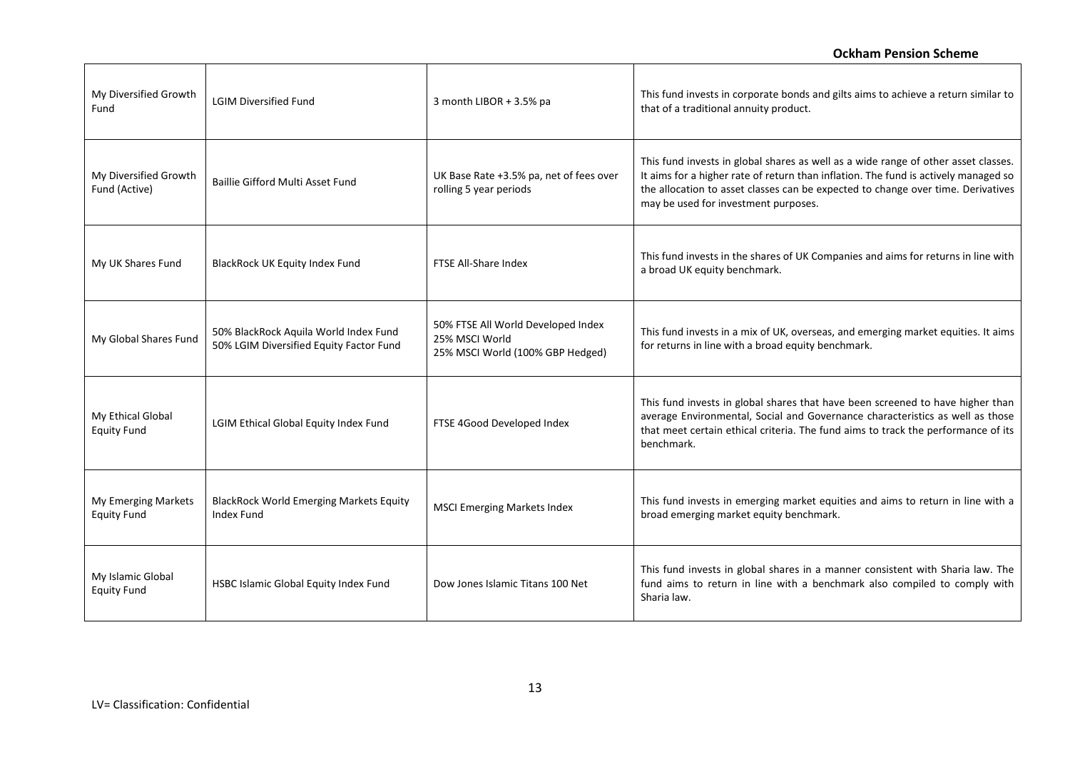| My Diversified Growth Fund | LGIM Diversified Fund | 3 month LIBOR + 3.5% pa | This fund invests in corporate bonds and gilts aims to achieve a return similar to that of a traditional annuity product. |
|---|---|---|---|
| My Diversified Growth Fund (Active) | Baillie Gifford Multi Asset Fund | UK Base Rate +3.5% pa, net of fees over rolling 5 year periods | This fund invests in global shares as well as a wide range of other asset classes. It aims for a higher rate of return than inflation. The fund is actively managed so the allocation to asset classes can be expected to change over time. Derivatives may be used for investment purposes. |
| My UK Shares Fund | BlackRock UK Equity Index Fund | FTSE All-Share Index | This fund invests in the shares of UK Companies and aims for returns in line with a broad UK equity benchmark. |
| My Global Shares Fund | 50% BlackRock Aquila World Index Fund<br>50% LGIM Diversified Equity Factor Fund | 50% FTSE All World Developed Index<br>25% MSCI World<br>25% MSCI World (100% GBP Hedged) | This fund invests in a mix of UK, overseas, and emerging market equities. It aims for returns in line with a broad equity benchmark. |
| My Ethical Global Equity Fund | LGIM Ethical Global Equity Index Fund | FTSE 4Good Developed Index | This fund invests in global shares that have been screened to have higher than average Environmental, Social and Governance characteristics as well as those that meet certain ethical criteria. The fund aims to track the performance of its benchmark. |
| My Emerging Markets Equity Fund | BlackRock World Emerging Markets Equity Index Fund | MSCI Emerging Markets Index | This fund invests in emerging market equities and aims to return in line with a broad emerging market equity benchmark. |
| My Islamic Global Equity Fund | HSBC Islamic Global Equity Index Fund | Dow Jones Islamic Titans 100 Net | This fund invests in global shares in a manner consistent with Sharia law. The fund aims to return in line with a benchmark also compiled to comply with Sharia law. |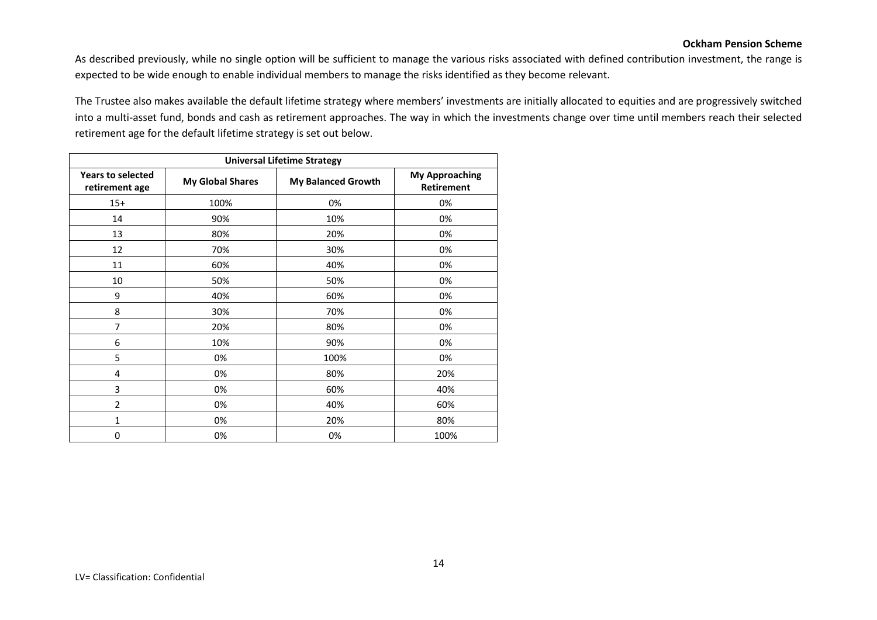As described previously, while no single option will be sufficient to manage the various risks associated with defined contribution investment, the range is expected to be wide enough to enable individual members to manage the risks identified as they become relevant.

The Trustee also makes available the default lifetime strategy where members' investments are initially allocated to equities and are progressively switched into a multi-asset fund, bonds and cash as retirement approaches. The way in which the investments change over time until members reach their selected retirement age for the default lifetime strategy is set out below.

| Universal Lifetime Strategy | | | |
|---|---|---|---|
| **Years to selected retirement age** | **My Global Shares** | **My Balanced Growth** | **My Approaching Retirement** |
| 15+ | 100% | 0% | 0% |
| 14 | 90% | 10% | 0% |
| 13 | 80% | 20% | 0% |
| 12 | 70% | 30% | 0% |
| 11 | 60% | 40% | 0% |
| 10 | 50% | 50% | 0% |
| 9 | 40% | 60% | 0% |
| 8 | 30% | 70% | 0% |
| 7 | 20% | 80% | 0% |
| 6 | 10% | 90% | 0% |
| 5 | 0% | 100% | 0% |
| 4 | 0% | 80% | 20% |
| 3 | 0% | 60% | 40% |
| 2 | 0% | 40% | 60% |
| 1 | 0% | 20% | 80% |
| 0 | 0% | 0% | 100% |